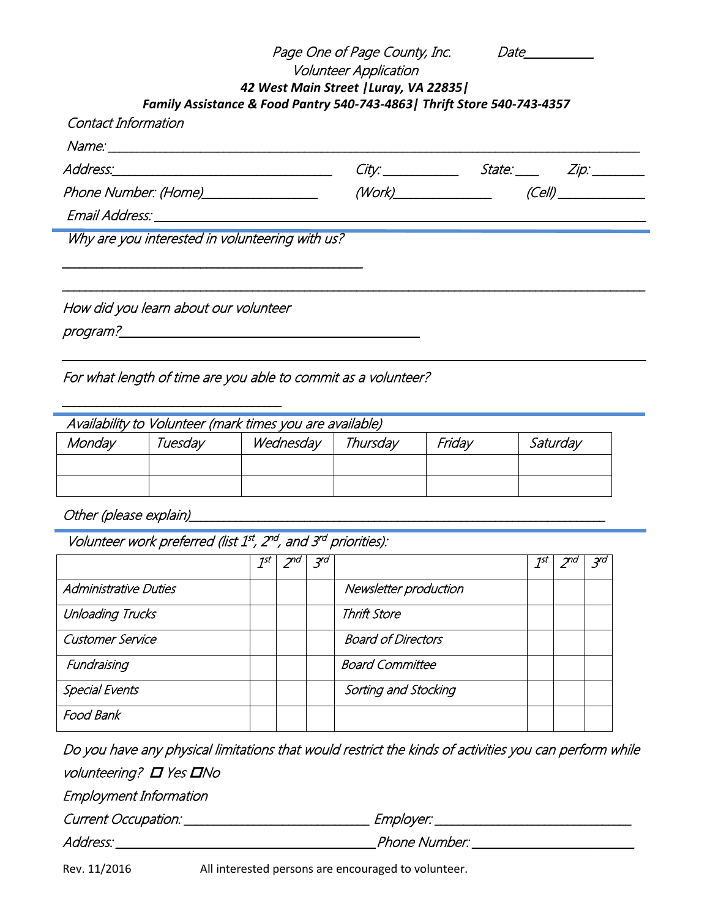Page One of Page County, Inc. Date__________

Volunteer Application

**42 West Main Street |Luray, VA 22835|**

**Family Assistance & Food Pantry 540-743-4863| Thrift Store 540-743-4357**

Contact Information

Name: ______________________________________________________________________________

Address:________________________________ City: ___________ State: ___ Zip: _______

Phone Number: (Home)________________ (Work)______________ (Cell) ____________

Email Address: ________________________________________________________________________

Why are you interested in volunteering with us?

____________________________________________

______________________________________________________________________________

How did you learn about our volunteer program?____________________________________________

______________________________________________________________________________

For what length of time are you able to commit as a volunteer?

________________________________

Availability to Volunteer (mark times you are available)

| Monday | Tuesday | Wednesday | Thursday | Friday | Saturday |
|---|---|---|---|---|---|
| | | | | | |
| | | | | | |

Other (please explain)____________________________________________________________

Volunteer work preferred (list 1st, 2nd, and 3rd priorities):

| | 1st | 2nd | 3rd | | 1st | 2nd | 3rd |
|---|---|---|---|---|---|---|---|
| Administrative Duties | | | | Newsletter production | | | |
| Unloading Trucks | | | | Thrift Store | | | |
| Customer Service | | | | Board of Directors | | | |
| Fundraising | | | | Board Committee | | | |
| Special Events | | | | Sorting and Stocking | | | |
| Food Bank | | | | | | | |

Do you have any physical limitations that would restrict the kinds of activities you can perform while volunteering? ☐ Yes ☐No

Employment Information

Current Occupation: ___________________________ Employer: _____________________________

Address: _______________________________________Phone Number: _______________________

Rev. 11/2016 All interested persons are encouraged to volunteer.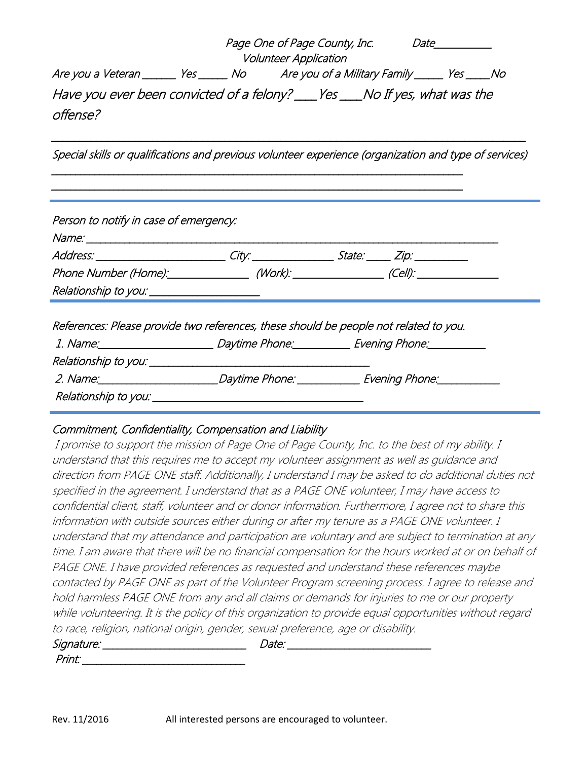Page One of Page County, Inc. Date__________

Volunteer Application

Are you a Veteran ______ Yes _____ No Are you of a Military Family _____ Yes ____No

Have you ever been convicted of a felony? ___ Yes ___No If yes, what was the offense?

___________________________________________________________________________

Special skills or qualifications and previous volunteer experience (organization and type of services)

___________________________________________________________________

___________________________________________________________________

---

Person to notify in case of emergency:

Name: ___________________________________________________________________

Address: ______________________ City: ______________ State: ____ Zip: _________

Phone Number (Home):_____________ (Work): _______________ (Cell): _____________

Relationship to you: ___________________

---

References: Please provide two references, these should be people not related to you.

1. Name:___________________ Daytime Phone:__________ Evening Phone:__________

Relationship to you: ______________________________________

2. Name:____________________Daytime Phone: ___________ Evening Phone:___________

Relationship to you: _____________________________________

---

Commitment, Confidentiality, Compensation and Liability

I promise to support the mission of Page One of Page County, Inc. to the best of my ability. I understand that this requires me to accept my volunteer assignment as well as guidance and direction from PAGE ONE staff. Additionally, I understand I may be asked to do additional duties not specified in the agreement. I understand that as a PAGE ONE volunteer, I may have access to confidential client, staff, volunteer and or donor information. Furthermore, I agree not to share this information with outside sources either during or after my tenure as a PAGE ONE volunteer. I understand that my attendance and participation are voluntary and are subject to termination at any time. I am aware that there will be no financial compensation for the hours worked at or on behalf of PAGE ONE. I have provided references as requested and understand these references maybe contacted by PAGE ONE as part of the Volunteer Program screening process. I agree to release and hold harmless PAGE ONE from any and all claims or demands for injuries to me or our property while volunteering. It is the policy of this organization to provide equal opportunities without regard to race, religion, national origin, gender, sexual preference, age or disability.

Signature: _________________________ Date: _________________________

Print: ____________________________

Rev. 11/2016 All interested persons are encouraged to volunteer.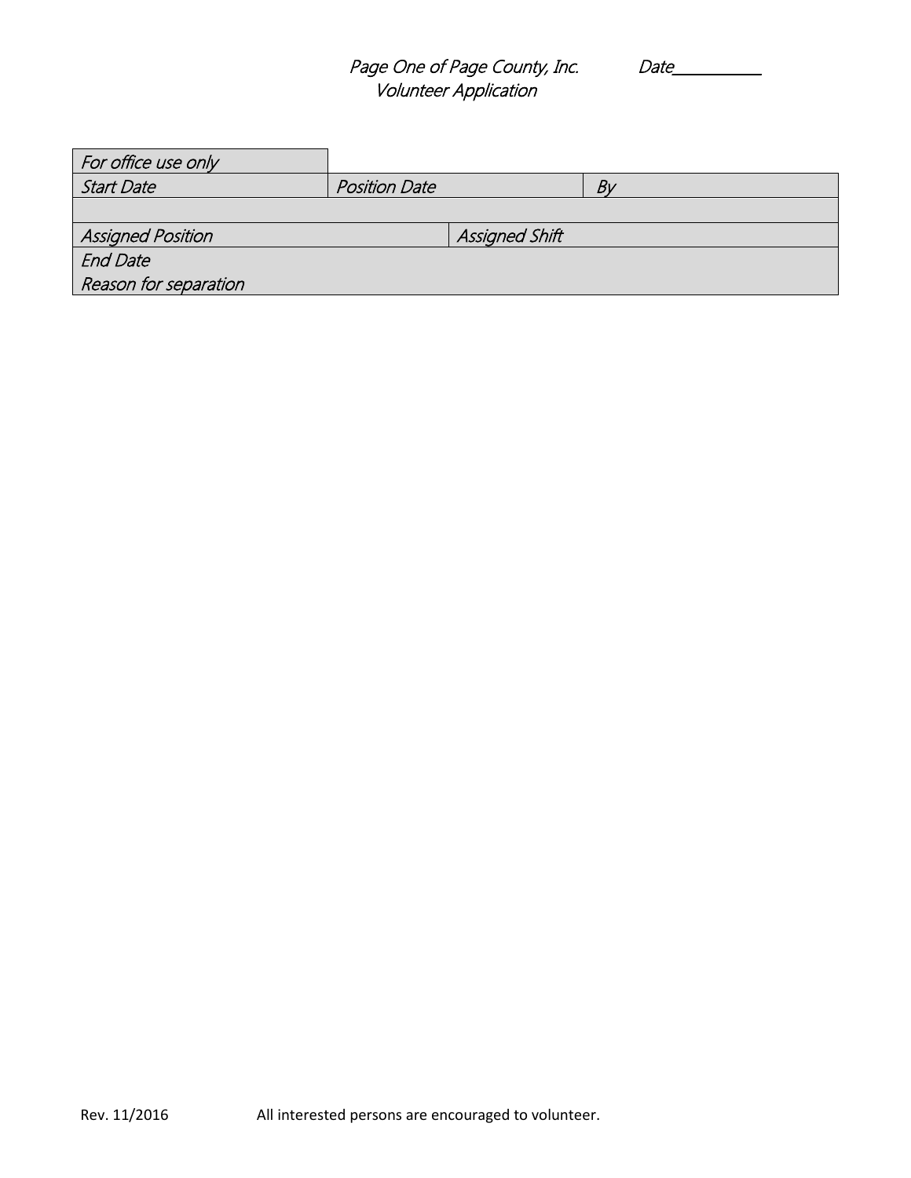| For office use only | | |
|---|---|---|
| Start Date | Position Date | By |
| | | |
| Assigned Position | Assigned Shift | |
| End Date<br>Reason for separation | | |